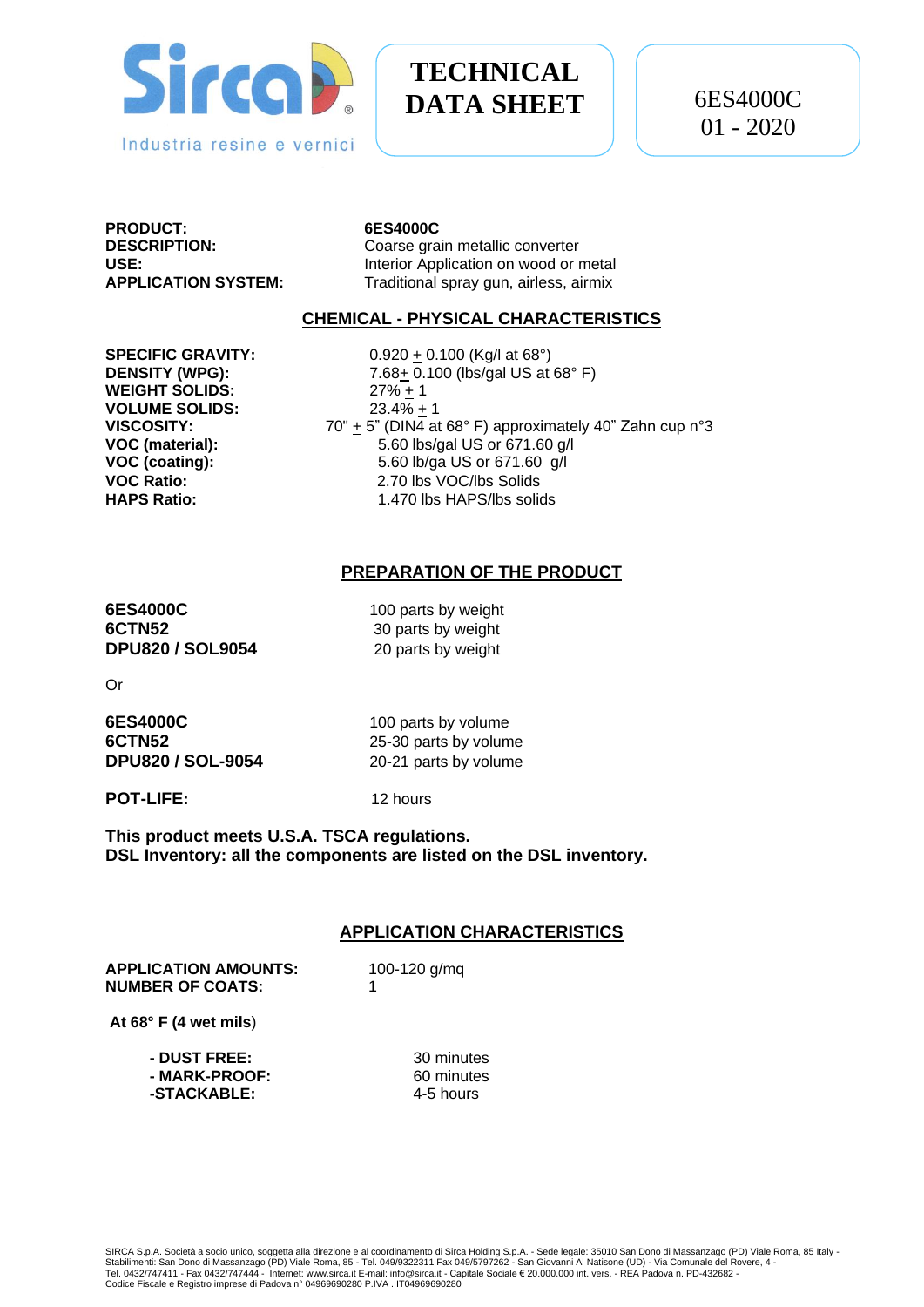# TECHNICAL DATA SHEET

6ES4000C
01 - 2020

| | |
|---|---|
| **PRODUCT:** | **6ES4000C** |
| **DESCRIPTION:** | Coarse grain metallic converter |
| **USE:** | Interior Application on wood or metal |
| **APPLICATION SYSTEM:** | Traditional spray gun, airless, airmix |

## CHEMICAL - PHYSICAL CHARACTERISTICS

| | |
|---|---|
| **SPECIFIC GRAVITY:** | 0.920 ± 0.100 (Kg/l at 68°) |
| **DENSITY (WPG):** | 7.68± 0.100 (lbs/gal US at 68° F) |
| **WEIGHT SOLIDS:** | 27% ± 1 |
| **VOLUME SOLIDS:** | 23.4% ± 1 |
| **VISCOSITY:** | 70" ± 5" (DIN4 at 68° F) approximately 40" Zahn cup n°3 |
| **VOC (material):** | 5.60 lbs/gal US or 671.60 g/l |
| **VOC (coating):** | 5.60 lb/ga US or 671.60 g/l |
| **VOC Ratio:** | 2.70 lbs VOC/lbs Solids |
| **HAPS Ratio:** | 1.470 lbs HAPS/lbs solids |

## PREPARATION OF THE PRODUCT

| | |
|---|---|
| **6ES4000C** | 100 parts by weight |
| **6CTN52** | 30 parts by weight |
| **DPU820 / SOL9054** | 20 parts by weight |

Or

| | |
|---|---|
| **6ES4000C** | 100 parts by volume |
| **6CTN52** | 25-30 parts by volume |
| **DPU820 / SOL-9054** | 20-21 parts by volume |

**POT-LIFE:** 12 hours

**This product meets U.S.A. TSCA regulations.**
**DSL Inventory: all the components are listed on the DSL inventory.**

## APPLICATION CHARACTERISTICS

| | |
|---|---|
| **APPLICATION AMOUNTS:** | 100-120 g/mq |
| **NUMBER OF COATS:** | 1 |

**At 68° F (4 wet mils**)

| | |
|---|---|
| **- DUST FREE:** | 30 minutes |
| **- MARK-PROOF:** | 60 minutes |
| **-STACKABLE:** | 4-5 hours |

SIRCA S.p.A. Società a socio unico, soggetta alla direzione e al coordinamento di Sirca Holding S.p.A. - Sede legale: 35010 San Dono di Massanzago (PD) Viale Roma, 85 Italy - Stabilimenti: San Dono di Massanzago (PD) Viale Roma, 85 - Tel. 049/9322311 Fax 049/5797262 - San Giovanni Al Natisone (UD) - Via Comunale del Rovere, 4 - Tel. 0432/747411 - Fax 0432/747444 - Internet: www.sirca.it E-mail: info@sirca.it - Capitale Sociale € 20.000.000 int. vers. - REA Padova n. PD-432682 - Codice Fiscale e Registro imprese di Padova n° 04969690280 P.IVA . IT04969690280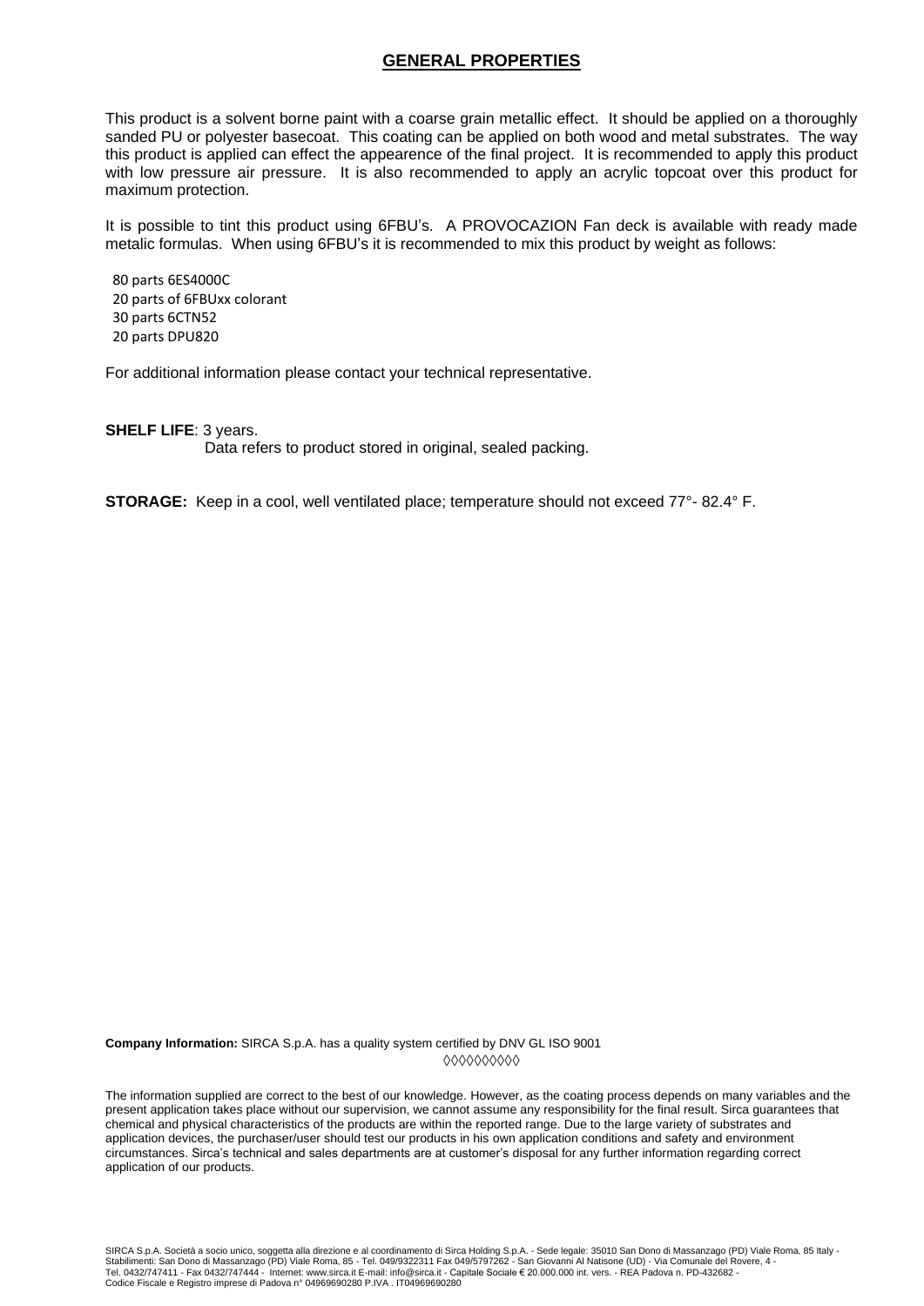## GENERAL PROPERTIES

This product is a solvent borne paint with a coarse grain metallic effect. It should be applied on a thoroughly sanded PU or polyester basecoat. This coating can be applied on both wood and metal substrates. The way this product is applied can effect the appearence of the final project. It is recommended to apply this product with low pressure air pressure. It is also recommended to apply an acrylic topcoat over this product for maximum protection.

It is possible to tint this product using 6FBU's. A PROVOCAZION Fan deck is available with ready made metalic formulas. When using 6FBU's it is recommended to mix this product by weight as follows:

80 parts 6ES4000C
20 parts of 6FBUxx colorant
30 parts 6CTN52
20 parts DPU820

For additional information please contact your technical representative.

**SHELF LIFE**: 3 years.
Data refers to product stored in original, sealed packing.

**STORAGE:** Keep in a cool, well ventilated place; temperature should not exceed 77°- 82.4° F.

**Company Information:** SIRCA S.p.A. has a quality system certified by DNV GL ISO 9001
◊◊◊◊◊◊◊◊◊◊

The information supplied are correct to the best of our knowledge. However, as the coating process depends on many variables and the present application takes place without our supervision, we cannot assume any responsibility for the final result. Sirca guarantees that chemical and physical characteristics of the products are within the reported range. Due to the large variety of substrates and application devices, the purchaser/user should test our products in his own application conditions and safety and environment circumstances. Sirca's technical and sales departments are at customer's disposal for any further information regarding correct application of our products.

SIRCA S.p.A. Società a socio unico, soggetta alla direzione e al coordinamento di Sirca Holding S.p.A. - Sede legale: 35010 San Dono di Massanzago (PD) Viale Roma, 85 Italy - Stabilimenti: San Dono di Massanzago (PD) Viale Roma, 85 - Tel. 049/9322311 Fax 049/5797262 - San Giovanni Al Natisone (UD) - Via Comunale del Rovere, 4 - Tel. 0432/747411 - Fax 0432/747444 - Internet: www.sirca.it E-mail: info@sirca.it - Capitale Sociale € 20.000.000 int. vers. - REA Padova n. PD-432682 - Codice Fiscale e Registro imprese di Padova n° 04969690280 P.IVA . IT04969690280